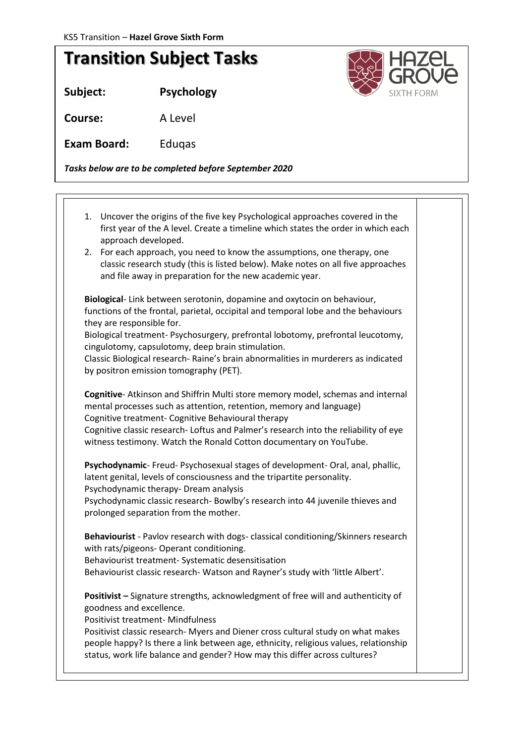KS5 Transition – **Hazel Grove Sixth Form**

# Transition Subject Tasks

**Subject:** **Psychology**

**Course:** A Level

**Exam Board:** Eduqas

***Tasks below are to be completed before September 2020***

1. Uncover the origins of the five key Psychological approaches covered in the first year of the A level. Create a timeline which states the order in which each approach developed.
2. For each approach, you need to know the assumptions, one therapy, one classic research study (this is listed below). Make notes on all five approaches and file away in preparation for the new academic year.

**Biological**- Link between serotonin, dopamine and oxytocin on behaviour, functions of the frontal, parietal, occipital and temporal lobe and the behaviours they are responsible for.
Biological treatment- Psychosurgery, prefrontal lobotomy, prefrontal leucotomy, cingulotomy, capsulotomy, deep brain stimulation.
Classic Biological research- Raine's brain abnormalities in murderers as indicated by positron emission tomography (PET).

**Cognitive**- Atkinson and Shiffrin Multi store memory model, schemas and internal mental processes such as attention, retention, memory and language)
Cognitive treatment- Cognitive Behavioural therapy
Cognitive classic research- Loftus and Palmer's research into the reliability of eye witness testimony. Watch the Ronald Cotton documentary on YouTube.

**Psychodynamic**- Freud- Psychosexual stages of development- Oral, anal, phallic, latent genital, levels of consciousness and the tripartite personality.
Psychodynamic therapy- Dream analysis
Psychodynamic classic research- Bowlby's research into 44 juvenile thieves and prolonged separation from the mother.

**Behaviourist** - Pavlov research with dogs- classical conditioning/Skinners research with rats/pigeons- Operant conditioning.
Behaviourist treatment- Systematic desensitisation
Behaviourist classic research- Watson and Rayner's study with 'little Albert'.

**Positivist –** Signature strengths, acknowledgment of free will and authenticity of goodness and excellence.
Positivist treatment- Mindfulness
Positivist classic research- Myers and Diener cross cultural study on what makes people happy? Is there a link between age, ethnicity, religious values, relationship status, work life balance and gender? How may this differ across cultures?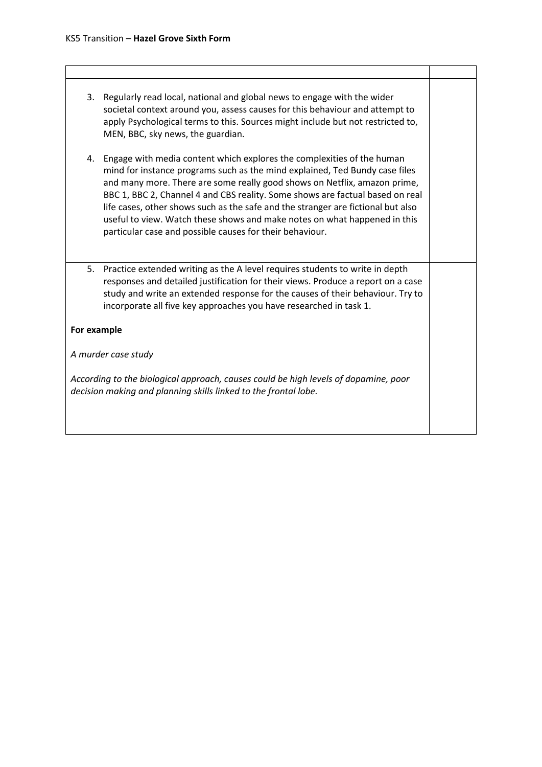3. Regularly read local, national and global news to engage with the wider societal context around you, assess causes for this behaviour and attempt to apply Psychological terms to this. Sources might include but not restricted to, MEN, BBC, sky news, the guardian.

4. Engage with media content which explores the complexities of the human mind for instance programs such as the mind explained, Ted Bundy case files and many more. There are some really good shows on Netflix, amazon prime, BBC 1, BBC 2, Channel 4 and CBS reality. Some shows are factual based on real life cases, other shows such as the safe and the stranger are fictional but also useful to view. Watch these shows and make notes on what happened in this particular case and possible causes for their behaviour.

5. Practice extended writing as the A level requires students to write in depth responses and detailed justification for their views. Produce a report on a case study and write an extended response for the causes of their behaviour. Try to incorporate all five key approaches you have researched in task 1.

**For example**

*A murder case study*

*According to the biological approach, causes could be high levels of dopamine, poor decision making and planning skills linked to the frontal lobe.*